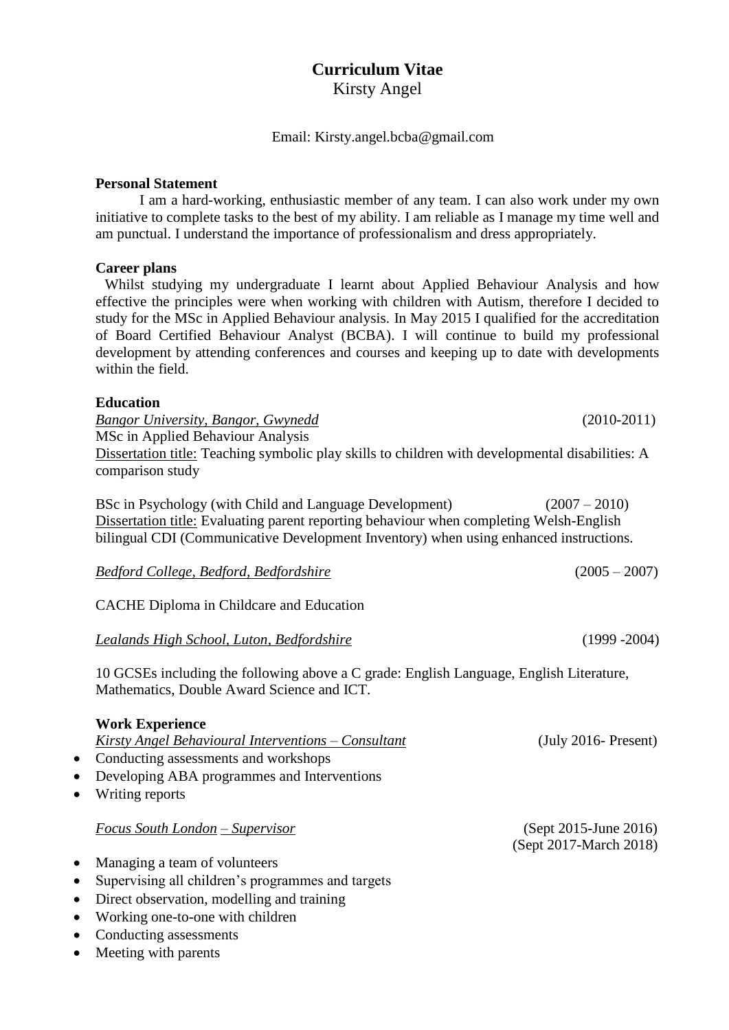# Curriculum Vitae

Kirsty Angel

Email: Kirsty.angel.bcba@gmail.com

## Personal Statement

I am a hard-working, enthusiastic member of any team. I can also work under my own initiative to complete tasks to the best of my ability. I am reliable as I manage my time well and am punctual. I understand the importance of professionalism and dress appropriately.

## Career plans

Whilst studying my undergraduate I learnt about Applied Behaviour Analysis and how effective the principles were when working with children with Autism, therefore I decided to study for the MSc in Applied Behaviour analysis. In May 2015 I qualified for the accreditation of Board Certified Behaviour Analyst (BCBA). I will continue to build my professional development by attending conferences and courses and keeping up to date with developments within the field.

## Education

*Bangor University, Bangor, Gwynedd* (2010-2011)

MSc in Applied Behaviour Analysis

Dissertation title: Teaching symbolic play skills to children with developmental disabilities: A comparison study

BSc in Psychology (with Child and Language Development) (2007 – 2010)

Dissertation title: Evaluating parent reporting behaviour when completing Welsh-English bilingual CDI (Communicative Development Inventory) when using enhanced instructions.

*Bedford College, Bedford, Bedfordshire* (2005 – 2007)

CACHE Diploma in Childcare and Education

*Lealands High School, Luton, Bedfordshire* (1999 -2004)

10 GCSEs including the following above a C grade: English Language, English Literature, Mathematics, Double Award Science and ICT.

## Work Experience

*Kirsty Angel Behavioural Interventions – Consultant* (July 2016- Present)

- Conducting assessments and workshops
- Developing ABA programmes and Interventions
- Writing reports

*Focus South London – Supervisor* (Sept 2015-June 2016) (Sept 2017-March 2018)

- Managing a team of volunteers
- Supervising all children's programmes and targets
- Direct observation, modelling and training
- Working one-to-one with children
- Conducting assessments
- Meeting with parents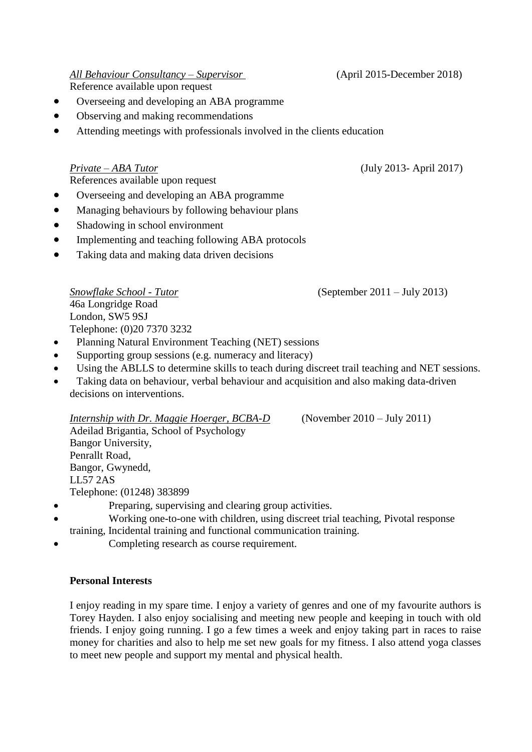*All Behaviour Consultancy – Supervisor* (April 2015-December 2018)
Reference available upon request

- Overseeing and developing an ABA programme
- Observing and making recommendations
- Attending meetings with professionals involved in the clients education

*Private – ABA Tutor* (July 2013- April 2017)
References available upon request

- Overseeing and developing an ABA programme
- Managing behaviours by following behaviour plans
- Shadowing in school environment
- Implementing and teaching following ABA protocols
- Taking data and making data driven decisions

*Snowflake School - Tutor* (September 2011 – July 2013)
46a Longridge Road
London, SW5 9SJ
Telephone: (0)20 7370 3232

- Planning Natural Environment Teaching (NET) sessions
- Supporting group sessions (e.g. numeracy and literacy)
- Using the ABLLS to determine skills to teach during discreet trail teaching and NET sessions.
- Taking data on behaviour, verbal behaviour and acquisition and also making data-driven decisions on interventions.

*Internship with Dr. Maggie Hoerger, BCBA-D* (November 2010 – July 2011)
Adeilad Brigantia, School of Psychology
Bangor University,
Penrallt Road,
Bangor, Gwynedd,
LL57 2AS
Telephone: (01248) 383899

- Preparing, supervising and clearing group activities.
- Working one-to-one with children, using discreet trial teaching, Pivotal response training, Incidental training and functional communication training.
- Completing research as course requirement.

**Personal Interests**

I enjoy reading in my spare time. I enjoy a variety of genres and one of my favourite authors is Torey Hayden. I also enjoy socialising and meeting new people and keeping in touch with old friends. I enjoy going running. I go a few times a week and enjoy taking part in races to raise money for charities and also to help me set new goals for my fitness. I also attend yoga classes to meet new people and support my mental and physical health.